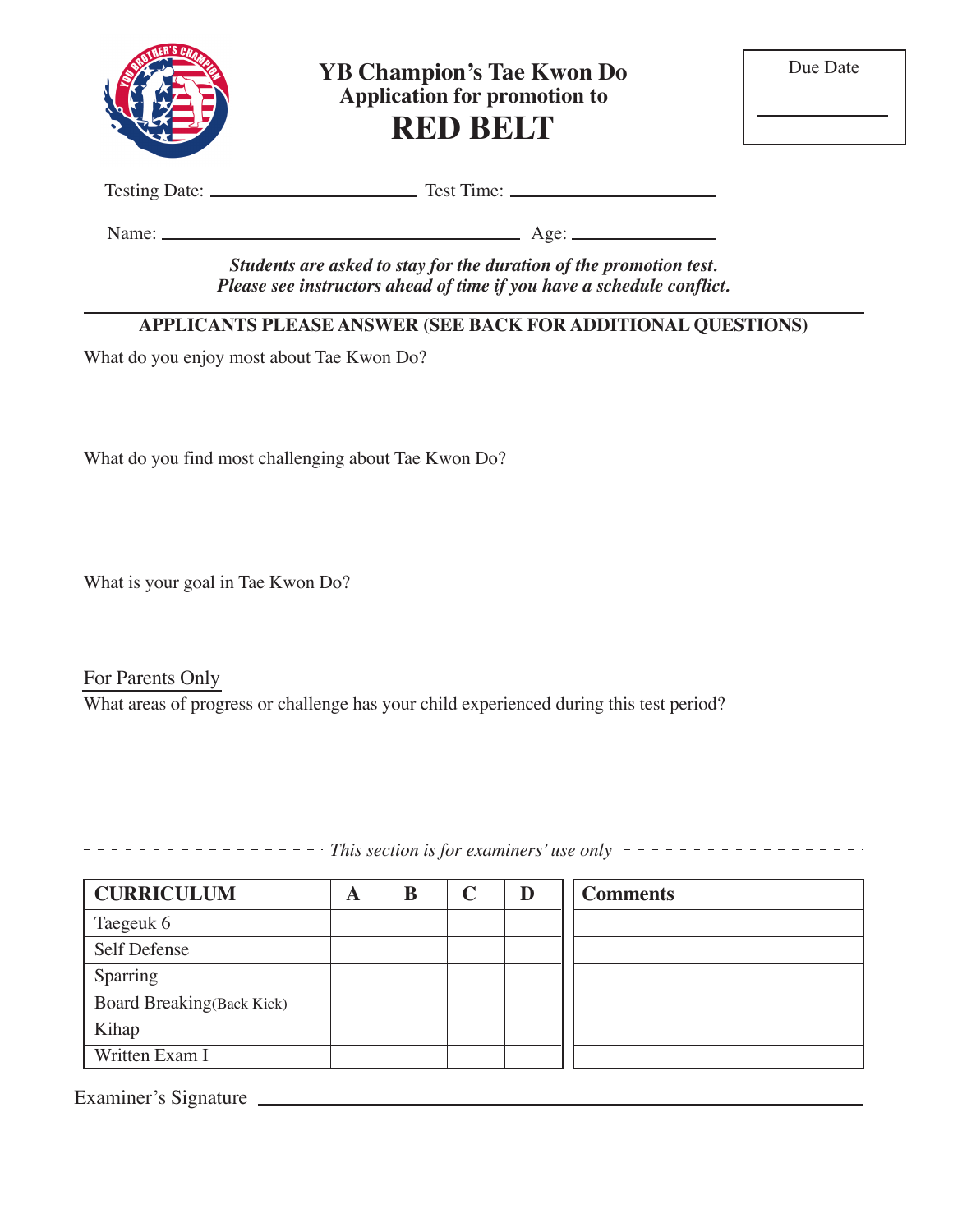# YB Champion's Tae Kwon Do

## Application for promotion to

# RED BELT

Due Date ______

Testing Date: ______ Test Time: ______

Name: ______ Age: ______

***Students are asked to stay for the duration of the promotion test.***
***Please see instructors ahead of time if you have a schedule conflict.***

**APPLICANTS PLEASE ANSWER (SEE BACK FOR ADDITIONAL QUESTIONS)**

What do you enjoy most about Tae Kwon Do?

What do you find most challenging about Tae Kwon Do?

What is your goal in Tae Kwon Do?

For Parents Only

What areas of progress or challenge has your child experienced during this test period?

*This section is for examiners' use only*

| CURRICULUM | A | B | C | D | Comments |
|---|---|---|---|---|---|
| Taegeuk 6 | | | | | |
| Self Defense | | | | | |
| Sparring | | | | | |
| Board Breaking(Back Kick) | | | | | |
| Kihap | | | | | |
| Written Exam I | | | | | |

Examiner's Signature ______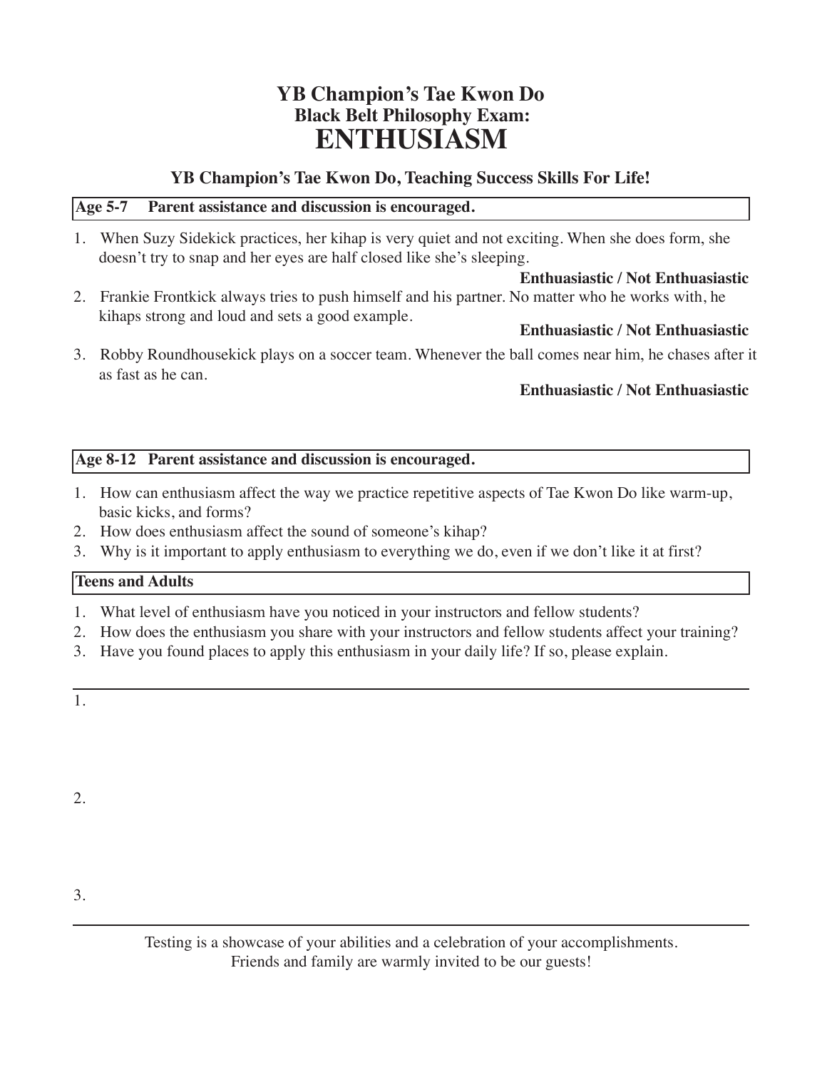# YB Champion's Tae Kwon Do

## Black Belt Philosophy Exam:

# ENTHUSIASM

### YB Champion's Tae Kwon Do, Teaching Success Skills For Life!

**Age 5-7 Parent assistance and discussion is encouraged.**

1. When Suzy Sidekick practices, her kihap is very quiet and not exciting. When she does form, she doesn't try to snap and her eyes are half closed like she's sleeping.

   **Enthuasiastic / Not Enthuasiastic**

2. Frankie Frontkick always tries to push himself and his partner. No matter who he works with, he kihaps strong and loud and sets a good example.

   **Enthuasiastic / Not Enthuasiastic**

3. Robby Roundhousekick plays on a soccer team. Whenever the ball comes near him, he chases after it as fast as he can.

   **Enthuasiastic / Not Enthuasiastic**

**Age 8-12 Parent assistance and discussion is encouraged.**

1. How can enthusiasm affect the way we practice repetitive aspects of Tae Kwon Do like warm-up, basic kicks, and forms?
2. How does enthusiasm affect the sound of someone's kihap?
3. Why is it important to apply enthusiasm to everything we do, even if we don't like it at first?

**Teens and Adults**

1. What level of enthusiasm have you noticed in your instructors and fellow students?
2. How does the enthusiasm you share with your instructors and fellow students affect your training?
3. Have you found places to apply this enthusiasm in your daily life? If so, please explain.

---

1.

2.

3.

---

Testing is a showcase of your abilities and a celebration of your accomplishments.
Friends and family are warmly invited to be our guests!